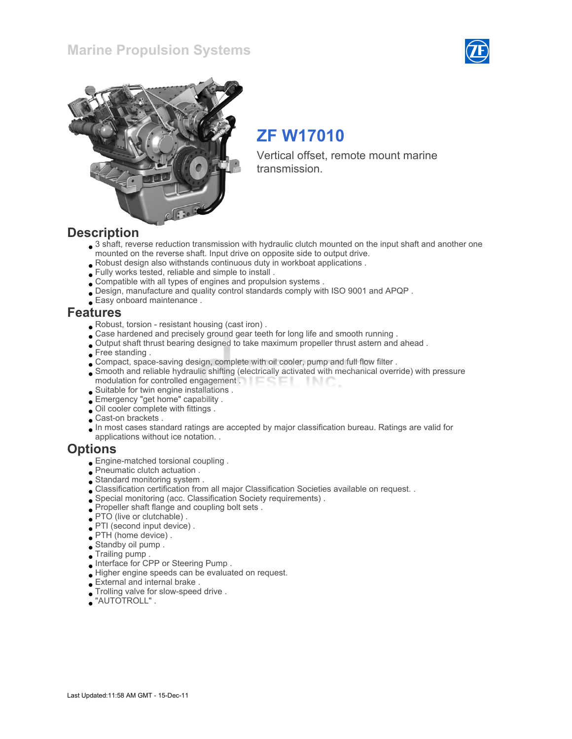# Marine Propulsion Systems

## ZF W17010

Vertical offset, remote mount marine transmission.

## Description

- 3 shaft, reverse reduction transmission with hydraulic clutch mounted on the input shaft and another one mounted on the reverse shaft. Input drive on opposite side to output drive.
- Robust design also withstands continuous duty in workboat applications .
- Fully works tested, reliable and simple to install .
- Compatible with all types of engines and propulsion systems .
- Design, manufacture and quality control standards comply with ISO 9001 and APQP .
- Easy onboard maintenance .

## Features

- Robust, torsion - resistant housing (cast iron) .
- Case hardened and precisely ground gear teeth for long life and smooth running .
- Output shaft thrust bearing designed to take maximum propeller thrust astern and ahead .
- Free standing .
- Compact, space-saving design, complete with oil cooler, pump and full flow filter .
- Smooth and reliable hydraulic shifting (electrically activated with mechanical override) with pressure modulation for controlled engagement .
- Suitable for twin engine installations .
- Emergency "get home" capability .
- Oil cooler complete with fittings .
- Cast-on brackets .
- In most cases standard ratings are accepted by major classification bureau. Ratings are valid for applications without ice notation. .

## Options

- Engine-matched torsional coupling .
- Pneumatic clutch actuation .
- Standard monitoring system .
- Classification certification from all major Classification Societies available on request. .
- Special monitoring (acc. Classification Society requirements) .
- Propeller shaft flange and coupling bolt sets .
- PTO (live or clutchable) .
- PTI (second input device) .
- PTH (home device) .
- Standby oil pump .
- Trailing pump .
- Interface for CPP or Steering Pump .
- Higher engine speeds can be evaluated on request.
- External and internal brake .
- Trolling valve for slow-speed drive .
- "AUTOTROLL" .

Last Updated:11:58 AM GMT - 15-Dec-11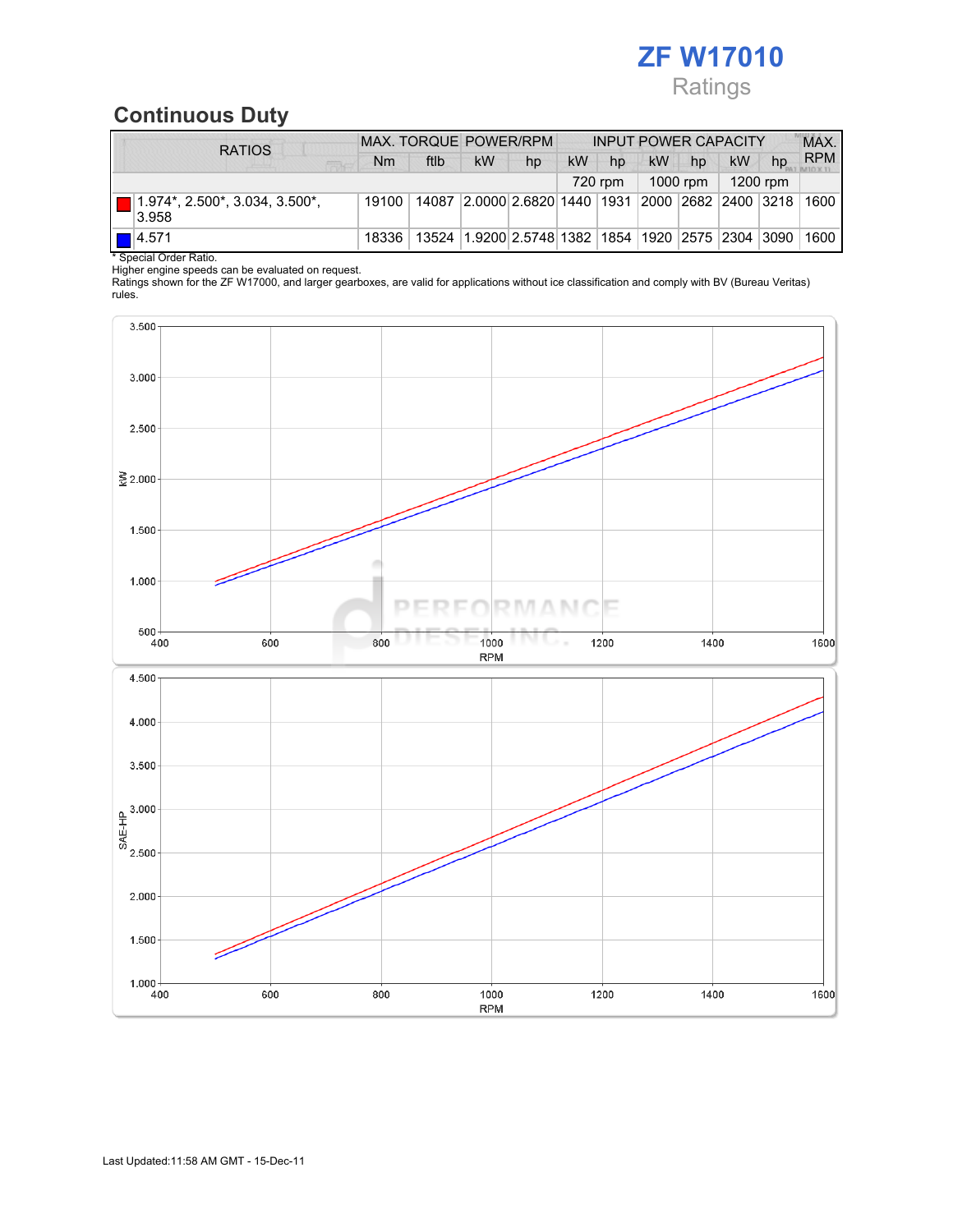# ZF W17010

Ratings

## Continuous Duty

| RATIOS | MAX. TORQUE | | POWER/RPM | | INPUT POWER CAPACITY | | | | | | MAX. RPM |
|---|---|---|---|---|---|---|---|---|---|---|---|
| | Nm | ftlb | kW | hp | kW | hp | kW | hp | kW | hp | |
| | | | | | 720 rpm | | 1000 rpm | | 1200 rpm | | |
| 1.974*, 2.500*, 3.034, 3.500*, 3.958 | 19100 | 14087 | 2.0000 | 2.6820 | 1440 | 1931 | 2000 | 2682 | 2400 | 3218 | 1600 |
| 4.571 | 18336 | 13524 | 1.9200 | 2.5748 | 1382 | 1854 | 1920 | 2575 | 2304 | 3090 | 1600 |

\* Special Order Ratio.
Higher engine speeds can be evaluated on request.
Ratings shown for the ZF W17000, and larger gearboxes, are valid for applications without ice classification and comply with BV (Bureau Veritas) rules.

Last Updated:11:58 AM GMT - 15-Dec-11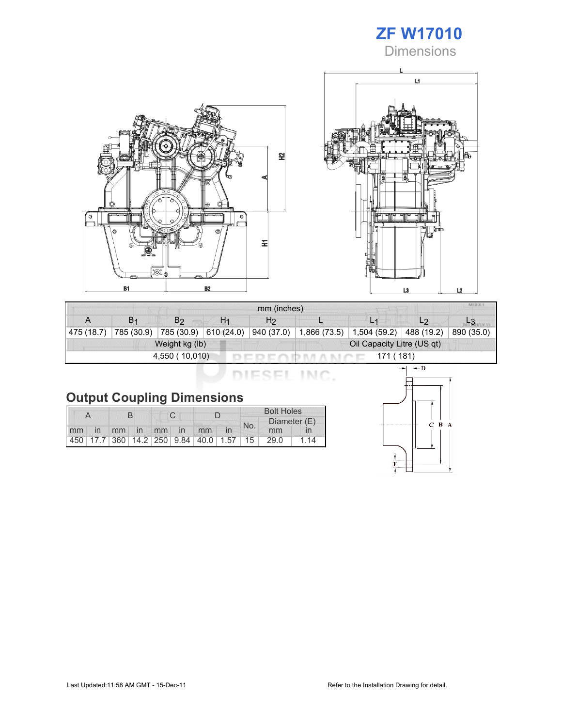# ZF W17010

## Dimensions

| mm (inches) | | | | | | | | |
|---|---|---|---|---|---|---|---|---|
| A | $B_1$ | $B_2$ | $H_1$ | $H_2$ | L | $L_1$ | $L_2$ | $L_3$ |
| 475 (18.7) | 785 (30.9) | 785 (30.9) | 610 (24.0) | 940 (37.0) | 1,866 (73.5) | 1,504 (59.2) | 488 (19.2) | 890 (35.0) |
| Weight kg (lb) | | | | | Oil Capacity Litre (US qt) | | | |
| 4,550 ( 10,010) | | | | | 171 ( 181) | | | |

## Output Coupling Dimensions

| A | | B | | C | | D | | Bolt Holes | | |
|---|---|---|---|---|---|---|---|---|---|---|
| | | | | | | | | No. | Diameter (E) | |
| mm | in | mm | in | mm | in | mm | in | | mm | in |
| 450 | 17.7 | 360 | 14.2 | 250 | 9.84 | 40.0 | 1.57 | 15 | 29.0 | 1.14 |

Last Updated:11:58 AM GMT - 15-Dec-11

Refer to the Installation Drawing for detail.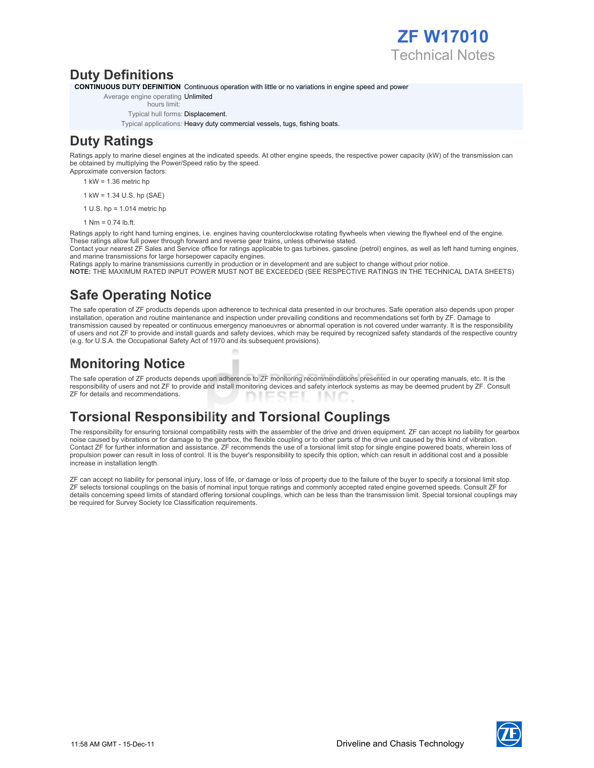# ZF W17010

Technical Notes

## Duty Definitions

| | |
|---|---|
| **CONTINUOUS DUTY DEFINITION** | Continuous operation with little or no variations in engine speed and power |
| Average engine operating hours limit: | Unlimited |
| Typical hull forms: | Displacement. |
| Typical applications: | Heavy duty commercial vessels, tugs, fishing boats. |

## Duty Ratings

Ratings apply to marine diesel engines at the indicated speeds. At other engine speeds, the respective power capacity (kW) of the transmission can be obtained by multiplying the Power/Speed ratio by the speed.
Approximate conversion factors:

1 kW = 1.36 metric hp

1 kW = 1.34 U.S. hp (SAE)

1 U.S. hp = 1.014 metric hp

1 Nm = 0.74 lb.ft.

Ratings apply to right hand turning engines, i.e. engines having counterclockwise rotating flywheels when viewing the flywheel end of the engine. These ratings allow full power through forward and reverse gear trains, unless otherwise stated.
Contact your nearest ZF Sales and Service office for ratings applicable to gas turbines, gasoline (petrol) engines, as well as left hand turning engines, and marine transmissions for large horsepower capacity engines.
Ratings apply to marine transmissions currently in production or in development and are subject to change without prior notice.
**NOTE:** THE MAXIMUM RATED INPUT POWER MUST NOT BE EXCEEDED (SEE RESPECTIVE RATINGS IN THE TECHNICAL DATA SHEETS)

## Safe Operating Notice

The safe operation of ZF products depends upon adherence to technical data presented in our brochures. Safe operation also depends upon proper installation, operation and routine maintenance and inspection under prevailing conditions and recommendations set forth by ZF. Damage to transmission caused by repeated or continuous emergency manoeuvres or abnormal operation is not covered under warranty. It is the responsibility of users and not ZF to provide and install guards and safety devices, which may be required by recognized safety standards of the respective country (e.g. for U.S.A. the Occupational Safety Act of 1970 and its subsequent provisions).

## Monitoring Notice

The safe operation of ZF products depends upon adherence to ZF monitoring recommendations presented in our operating manuals, etc. It is the responsibility of users and not ZF to provide and install monitoring devices and safety interlock systems as may be deemed prudent by ZF. Consult ZF for details and recommendations.

## Torsional Responsibility and Torsional Couplings

The responsibility for ensuring torsional compatibility rests with the assembler of the drive and driven equipment. ZF can accept no liability for gearbox noise caused by vibrations or for damage to the gearbox, the flexible coupling or to other parts of the drive unit caused by this kind of vibration. Contact ZF for further information and assistance. ZF recommends the use of a torsional limit stop for single engine powered boats, wherein loss of propulsion power can result in loss of control. It is the buyer's responsibility to specify this option, which can result in additional cost and a possible increase in installation length.

ZF can accept no liability for personal injury, loss of life, or damage or loss of property due to the failure of the buyer to specify a torsional limit stop. ZF selects torsional couplings on the basis of nominal input torque ratings and commonly accepted rated engine governed speeds. Consult ZF for details concerning speed limits of standard offering torsional couplings, which can be less than the transmission limit. Special torsional couplings may be required for Survey Society Ice Classification requirements.